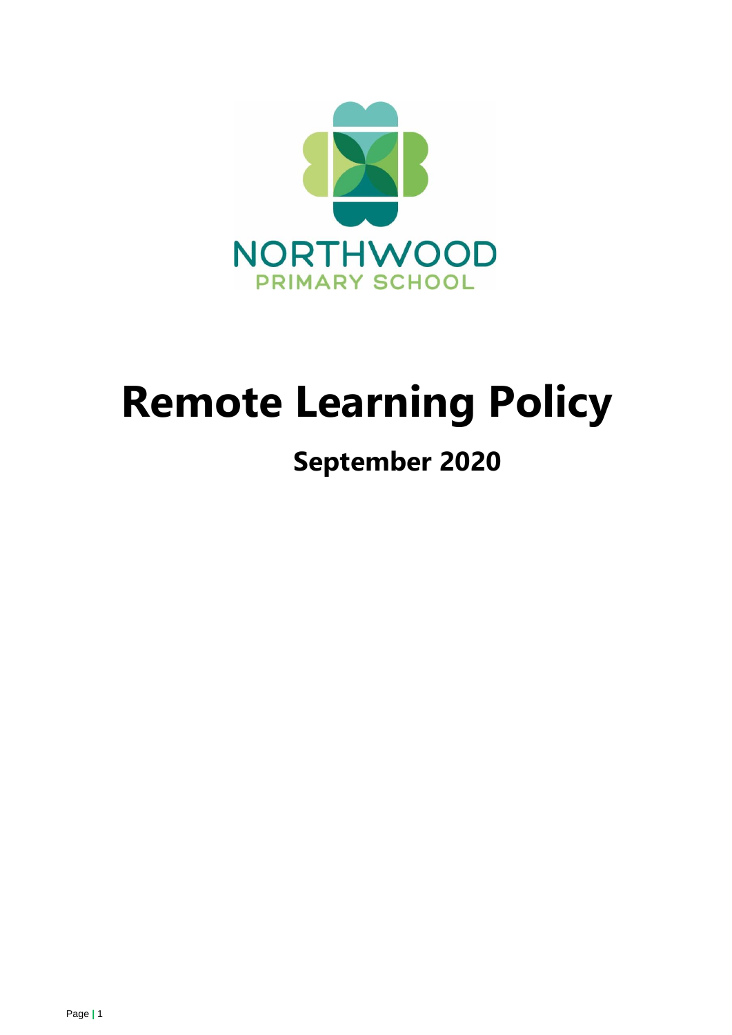NORTHWOOD
PRIMARY SCHOOL

# Remote Learning Policy

## September 2020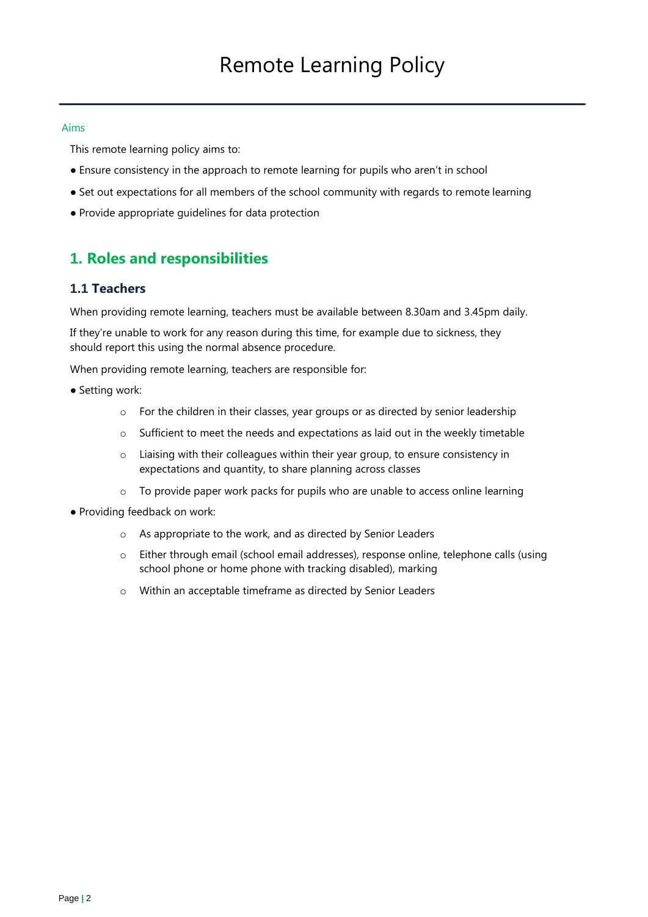# Remote Learning Policy

## Aims

This remote learning policy aims to:

- Ensure consistency in the approach to remote learning for pupils who aren't in school
- Set out expectations for all members of the school community with regards to remote learning
- Provide appropriate guidelines for data protection

## 1. Roles and responsibilities

### 1.1 Teachers

When providing remote learning, teachers must be available between 8.30am and 3.45pm daily.

If they're unable to work for any reason during this time, for example due to sickness, they should report this using the normal absence procedure.

When providing remote learning, teachers are responsible for:

- Setting work:
  - For the children in their classes, year groups or as directed by senior leadership
  - Sufficient to meet the needs and expectations as laid out in the weekly timetable
  - Liaising with their colleagues within their year group, to ensure consistency in expectations and quantity, to share planning across classes
  - To provide paper work packs for pupils who are unable to access online learning
- Providing feedback on work:
  - As appropriate to the work, and as directed by Senior Leaders
  - Either through email (school email addresses), response online, telephone calls (using school phone or home phone with tracking disabled), marking
  - Within an acceptable timeframe as directed by Senior Leaders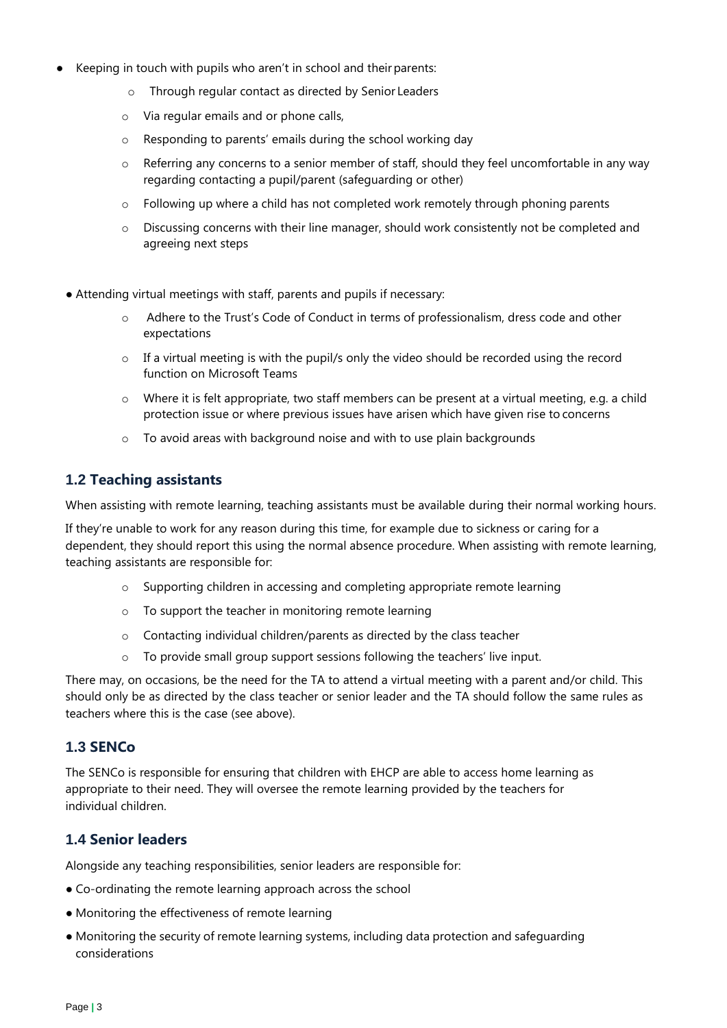- Keeping in touch with pupils who aren't in school and their parents:
  - Through regular contact as directed by Senior Leaders
  - Via regular emails and or phone calls,
  - Responding to parents' emails during the school working day
  - Referring any concerns to a senior member of staff, should they feel uncomfortable in any way regarding contacting a pupil/parent (safeguarding or other)
  - Following up where a child has not completed work remotely through phoning parents
  - Discussing concerns with their line manager, should work consistently not be completed and agreeing next steps

- Attending virtual meetings with staff, parents and pupils if necessary:
  - Adhere to the Trust's Code of Conduct in terms of professionalism, dress code and other expectations
  - If a virtual meeting is with the pupil/s only the video should be recorded using the record function on Microsoft Teams
  - Where it is felt appropriate, two staff members can be present at a virtual meeting, e.g. a child protection issue or where previous issues have arisen which have given rise to concerns
  - To avoid areas with background noise and with to use plain backgrounds

### 1.2 Teaching assistants

When assisting with remote learning, teaching assistants must be available during their normal working hours.

If they're unable to work for any reason during this time, for example due to sickness or caring for a dependent, they should report this using the normal absence procedure. When assisting with remote learning, teaching assistants are responsible for:

- Supporting children in accessing and completing appropriate remote learning
- To support the teacher in monitoring remote learning
- Contacting individual children/parents as directed by the class teacher
- To provide small group support sessions following the teachers' live input.

There may, on occasions, be the need for the TA to attend a virtual meeting with a parent and/or child. This should only be as directed by the class teacher or senior leader and the TA should follow the same rules as teachers where this is the case (see above).

### 1.3 SENCo

The SENCo is responsible for ensuring that children with EHCP are able to access home learning as appropriate to their need. They will oversee the remote learning provided by the teachers for individual children.

### 1.4 Senior leaders

Alongside any teaching responsibilities, senior leaders are responsible for:

- Co-ordinating the remote learning approach across the school
- Monitoring the effectiveness of remote learning
- Monitoring the security of remote learning systems, including data protection and safeguarding considerations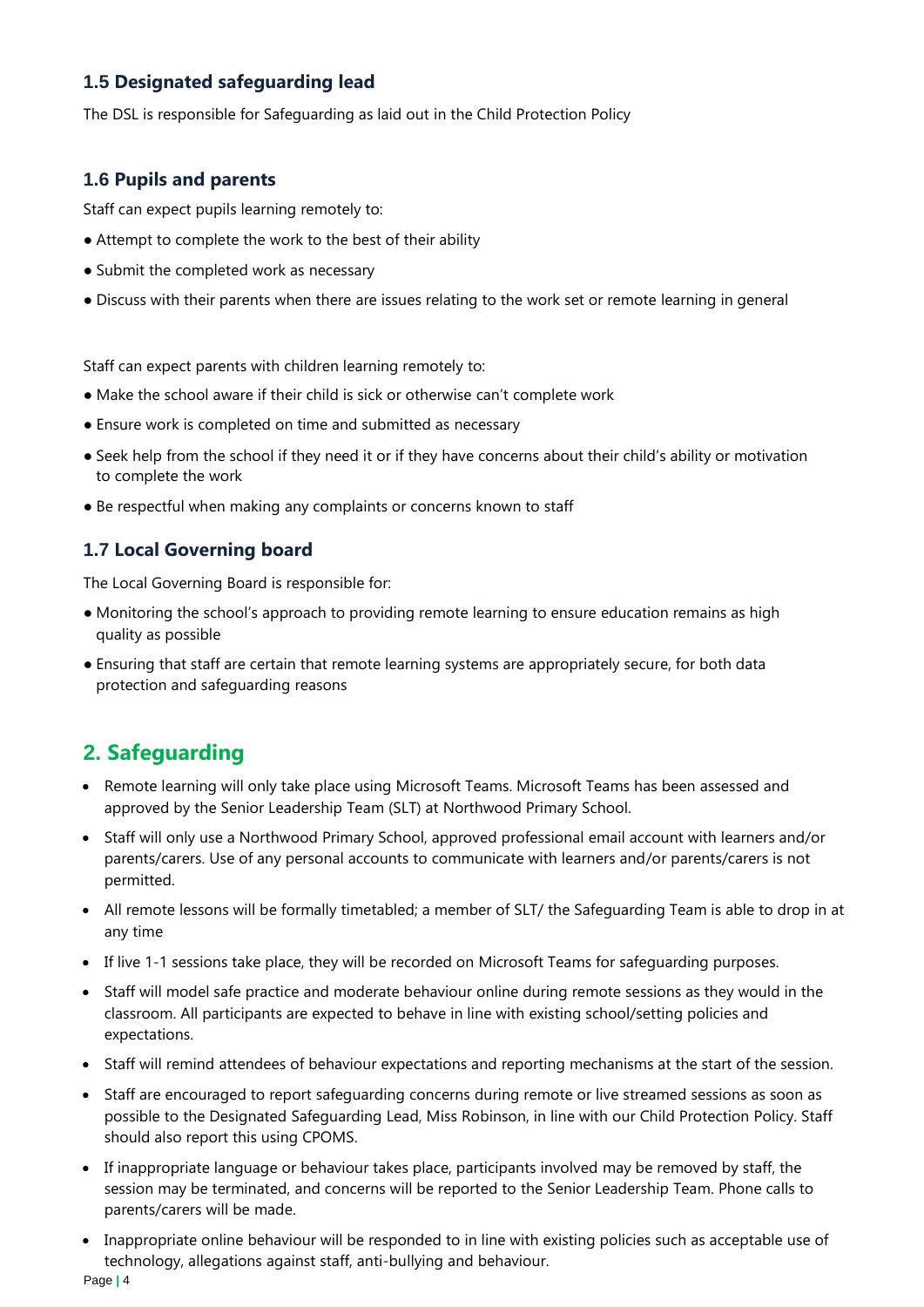### 1.5 Designated safeguarding lead

The DSL is responsible for Safeguarding as laid out in the Child Protection Policy

### 1.6 Pupils and parents

Staff can expect pupils learning remotely to:

- Attempt to complete the work to the best of their ability
- Submit the completed work as necessary
- Discuss with their parents when there are issues relating to the work set or remote learning in general

Staff can expect parents with children learning remotely to:

- Make the school aware if their child is sick or otherwise can't complete work
- Ensure work is completed on time and submitted as necessary
- Seek help from the school if they need it or if they have concerns about their child's ability or motivation to complete the work
- Be respectful when making any complaints or concerns known to staff

### 1.7 Local Governing board

The Local Governing Board is responsible for:

- Monitoring the school's approach to providing remote learning to ensure education remains as high quality as possible
- Ensuring that staff are certain that remote learning systems are appropriately secure, for both data protection and safeguarding reasons

## 2. Safeguarding

- Remote learning will only take place using Microsoft Teams. Microsoft Teams has been assessed and approved by the Senior Leadership Team (SLT) at Northwood Primary School.
- Staff will only use a Northwood Primary School, approved professional email account with learners and/or parents/carers. Use of any personal accounts to communicate with learners and/or parents/carers is not permitted.
- All remote lessons will be formally timetabled; a member of SLT/ the Safeguarding Team is able to drop in at any time
- If live 1-1 sessions take place, they will be recorded on Microsoft Teams for safeguarding purposes.
- Staff will model safe practice and moderate behaviour online during remote sessions as they would in the classroom. All participants are expected to behave in line with existing school/setting policies and expectations.
- Staff will remind attendees of behaviour expectations and reporting mechanisms at the start of the session.
- Staff are encouraged to report safeguarding concerns during remote or live streamed sessions as soon as possible to the Designated Safeguarding Lead, Miss Robinson, in line with our Child Protection Policy. Staff should also report this using CPOMS.
- If inappropriate language or behaviour takes place, participants involved may be removed by staff, the session may be terminated, and concerns will be reported to the Senior Leadership Team. Phone calls to parents/carers will be made.
- Inappropriate online behaviour will be responded to in line with existing policies such as acceptable use of technology, allegations against staff, anti-bullying and behaviour.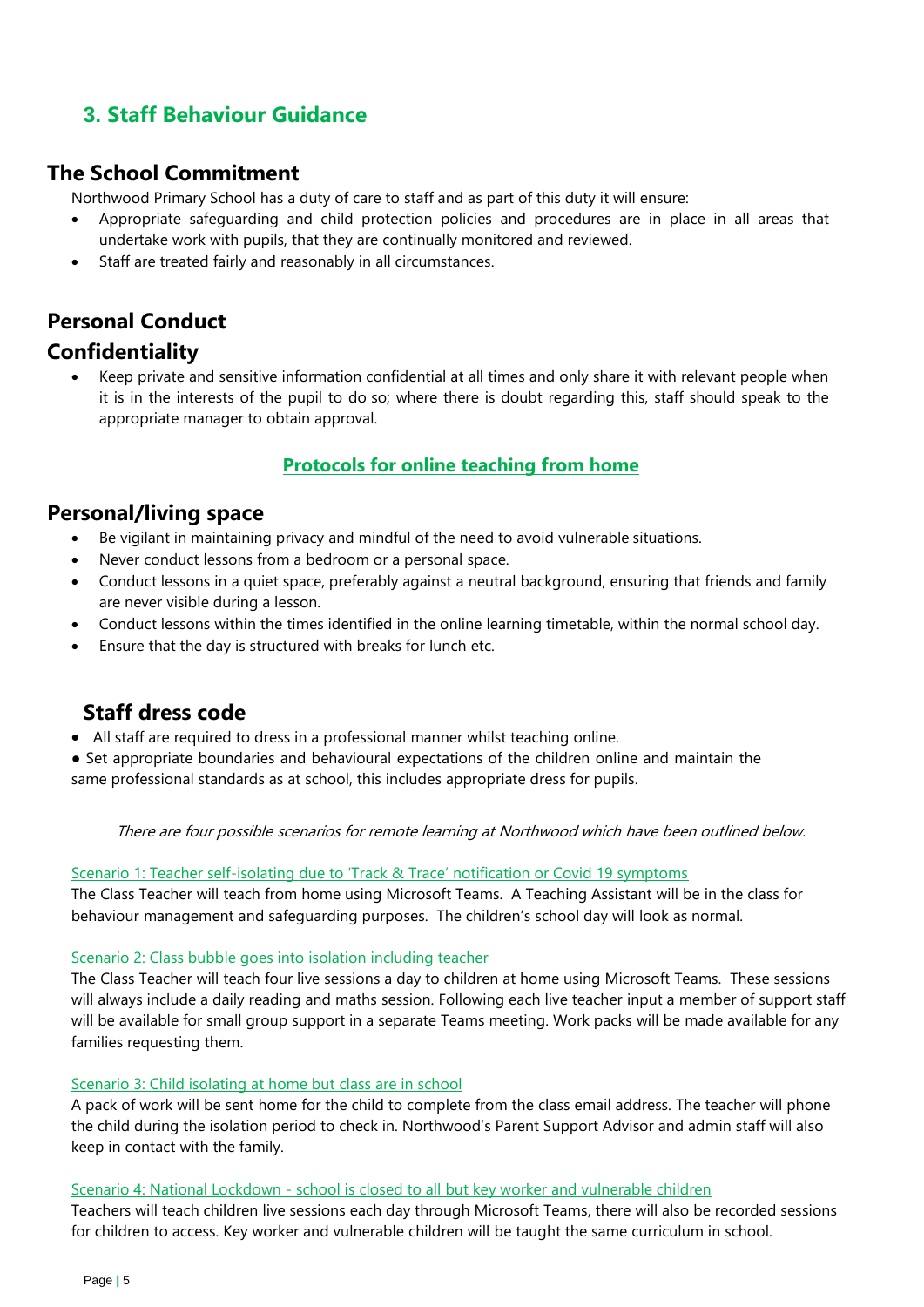## 3. Staff Behaviour Guidance

### The School Commitment

Northwood Primary School has a duty of care to staff and as part of this duty it will ensure:

- Appropriate safeguarding and child protection policies and procedures are in place in all areas that undertake work with pupils, that they are continually monitored and reviewed.
- Staff are treated fairly and reasonably in all circumstances.

### Personal Conduct

### Confidentiality

- Keep private and sensitive information confidential at all times and only share it with relevant people when it is in the interests of the pupil to do so; where there is doubt regarding this, staff should speak to the appropriate manager to obtain approval.

**Protocols for online teaching from home**

### Personal/living space

- Be vigilant in maintaining privacy and mindful of the need to avoid vulnerable situations.
- Never conduct lessons from a bedroom or a personal space.
- Conduct lessons in a quiet space, preferably against a neutral background, ensuring that friends and family are never visible during a lesson.
- Conduct lessons within the times identified in the online learning timetable, within the normal school day.
- Ensure that the day is structured with breaks for lunch etc.

### Staff dress code

- All staff are required to dress in a professional manner whilst teaching online.
- Set appropriate boundaries and behavioural expectations of the children online and maintain the same professional standards as at school, this includes appropriate dress for pupils.

*There are four possible scenarios for remote learning at Northwood which have been outlined below.*

Scenario 1: Teacher self-isolating due to 'Track & Trace' notification or Covid 19 symptoms

The Class Teacher will teach from home using Microsoft Teams. A Teaching Assistant will be in the class for behaviour management and safeguarding purposes. The children's school day will look as normal.

Scenario 2: Class bubble goes into isolation including teacher

The Class Teacher will teach four live sessions a day to children at home using Microsoft Teams. These sessions will always include a daily reading and maths session. Following each live teacher input a member of support staff will be available for small group support in a separate Teams meeting. Work packs will be made available for any families requesting them.

Scenario 3: Child isolating at home but class are in school

A pack of work will be sent home for the child to complete from the class email address. The teacher will phone the child during the isolation period to check in. Northwood's Parent Support Advisor and admin staff will also keep in contact with the family.

Scenario 4: National Lockdown - school is closed to all but key worker and vulnerable children

Teachers will teach children live sessions each day through Microsoft Teams, there will also be recorded sessions for children to access. Key worker and vulnerable children will be taught the same curriculum in school.